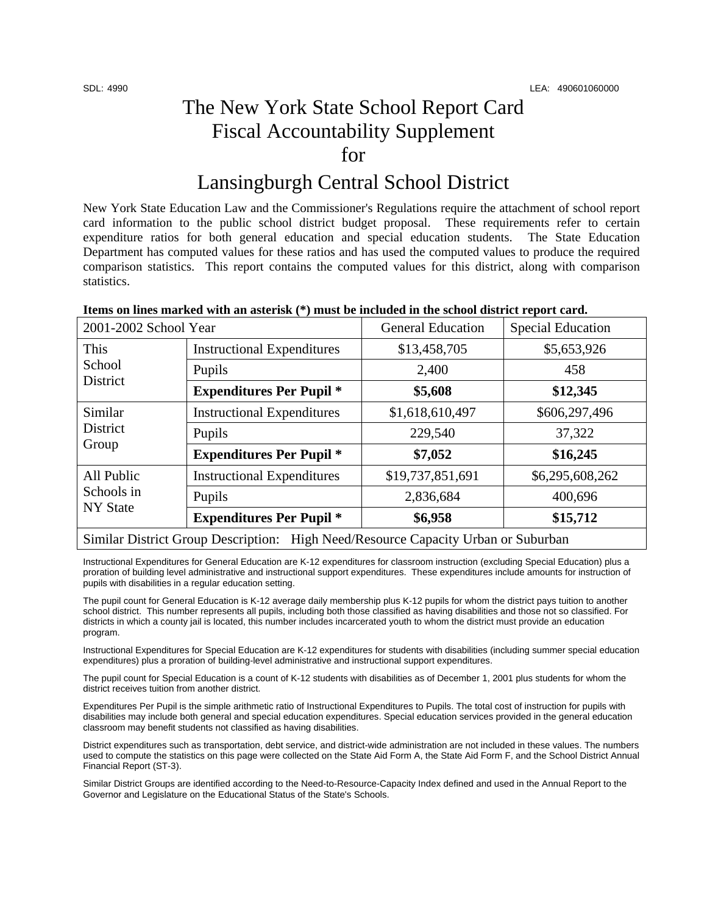SDL: 4990 LEA: 490601060000

# The New York State School Report Card Fiscal Accountability Supplement for

# Lansingburgh Central School District

New York State Education Law and the Commissioner's Regulations require the attachment of school report card information to the public school district budget proposal. These requirements refer to certain expenditure ratios for both general education and special education students. The State Education Department has computed values for these ratios and has used the computed values to produce the required comparison statistics. This report contains the computed values for this district, along with comparison statistics.

**Items on lines marked with an asterisk (*) must be included in the school district report card.**

| 2001-2002 School Year | | General Education | Special Education |
|---|---|---|---|
| This School District | Instructional Expenditures | $13,458,705 | $5,653,926 |
| | Pupils | 2,400 | 458 |
| | **Expenditures Per Pupil *** | **$5,608** | **$12,345** |
| Similar District Group | Instructional Expenditures | $1,618,610,497 | $606,297,496 |
| | Pupils | 229,540 | 37,322 |
| | **Expenditures Per Pupil *** | **$7,052** | **$16,245** |
| All Public Schools in NY State | Instructional Expenditures | $19,737,851,691 | $6,295,608,262 |
| | Pupils | 2,836,684 | 400,696 |
| | **Expenditures Per Pupil *** | **$6,958** | **$15,712** |
| Similar District Group Description: High Need/Resource Capacity Urban or Suburban | | | |

Instructional Expenditures for General Education are K-12 expenditures for classroom instruction (excluding Special Education) plus a proration of building level administrative and instructional support expenditures. These expenditures include amounts for instruction of pupils with disabilities in a regular education setting.

The pupil count for General Education is K-12 average daily membership plus K-12 pupils for whom the district pays tuition to another school district. This number represents all pupils, including both those classified as having disabilities and those not so classified. For districts in which a county jail is located, this number includes incarcerated youth to whom the district must provide an education program.

Instructional Expenditures for Special Education are K-12 expenditures for students with disabilities (including summer special education expenditures) plus a proration of building-level administrative and instructional support expenditures.

The pupil count for Special Education is a count of K-12 students with disabilities as of December 1, 2001 plus students for whom the district receives tuition from another district.

Expenditures Per Pupil is the simple arithmetic ratio of Instructional Expenditures to Pupils. The total cost of instruction for pupils with disabilities may include both general and special education expenditures. Special education services provided in the general education classroom may benefit students not classified as having disabilities.

District expenditures such as transportation, debt service, and district-wide administration are not included in these values. The numbers used to compute the statistics on this page were collected on the State Aid Form A, the State Aid Form F, and the School District Annual Financial Report (ST-3).

Similar District Groups are identified according to the Need-to-Resource-Capacity Index defined and used in the Annual Report to the Governor and Legislature on the Educational Status of the State's Schools.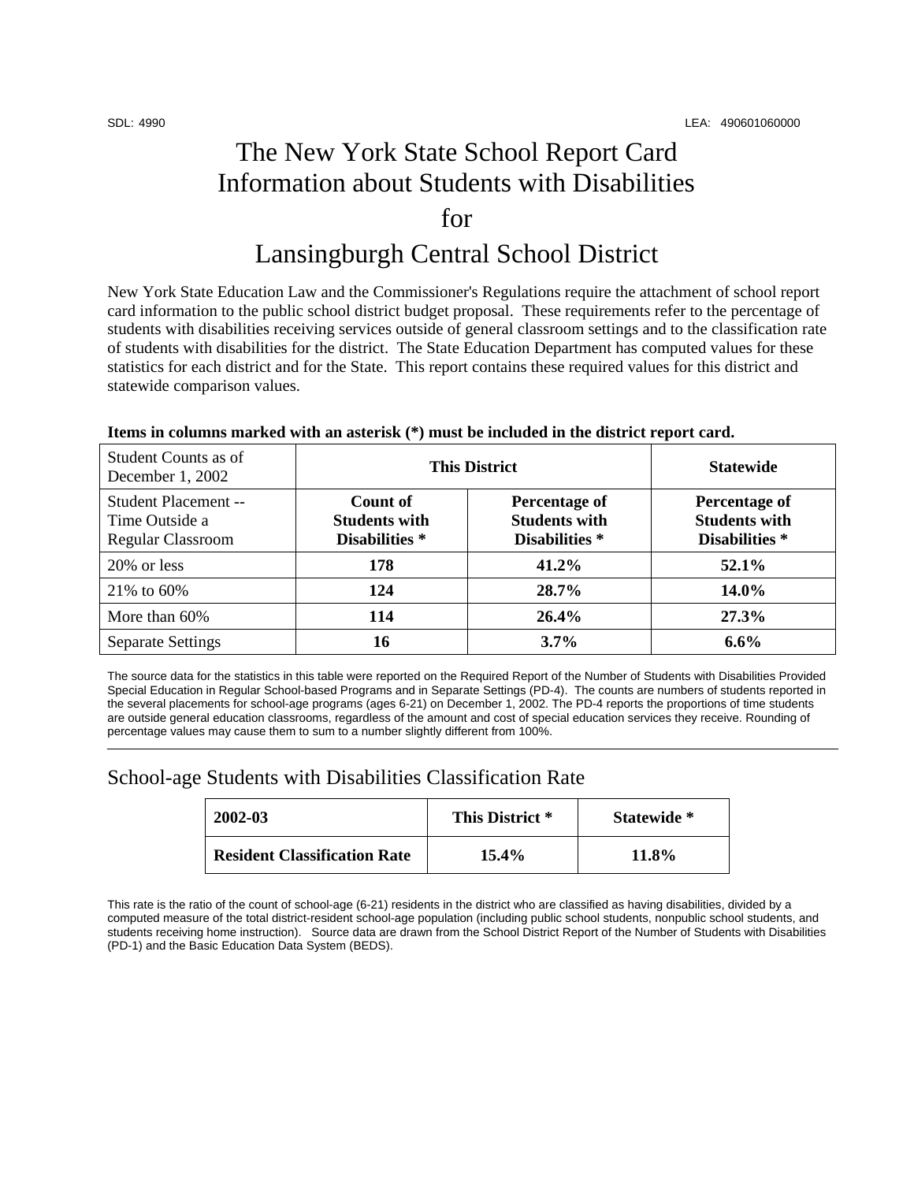SDL: 4990 LEA: 490601060000

# The New York State School Report Card Information about Students with Disabilities for Lansingburgh Central School District

New York State Education Law and the Commissioner's Regulations require the attachment of school report card information to the public school district budget proposal. These requirements refer to the percentage of students with disabilities receiving services outside of general classroom settings and to the classification rate of students with disabilities for the district. The State Education Department has computed values for these statistics for each district and for the State. This report contains these required values for this district and statewide comparison values.

**Items in columns marked with an asterisk (*) must be included in the district report card.**

| Student Counts as of December 1, 2002 | **This District** | | **Statewide** |
|---|---|---|---|
| Student Placement -- Time Outside a Regular Classroom | **Count of Students with Disabilities *** | **Percentage of Students with Disabilities *** | **Percentage of Students with Disabilities *** |
| 20% or less | **178** | **41.2%** | **52.1%** |
| 21% to 60% | **124** | **28.7%** | **14.0%** |
| More than 60% | **114** | **26.4%** | **27.3%** |
| Separate Settings | **16** | **3.7%** | **6.6%** |

The source data for the statistics in this table were reported on the Required Report of the Number of Students with Disabilities Provided Special Education in Regular School-based Programs and in Separate Settings (PD-4). The counts are numbers of students reported in the several placements for school-age programs (ages 6-21) on December 1, 2002. The PD-4 reports the proportions of time students are outside general education classrooms, regardless of the amount and cost of special education services they receive. Rounding of percentage values may cause them to sum to a number slightly different from 100%.

## School-age Students with Disabilities Classification Rate

| **2002-03** | **This District *** | **Statewide *** |
|---|---|---|
| **Resident Classification Rate** | **15.4%** | **11.8%** |

This rate is the ratio of the count of school-age (6-21) residents in the district who are classified as having disabilities, divided by a computed measure of the total district-resident school-age population (including public school students, nonpublic school students, and students receiving home instruction). Source data are drawn from the School District Report of the Number of Students with Disabilities (PD-1) and the Basic Education Data System (BEDS).